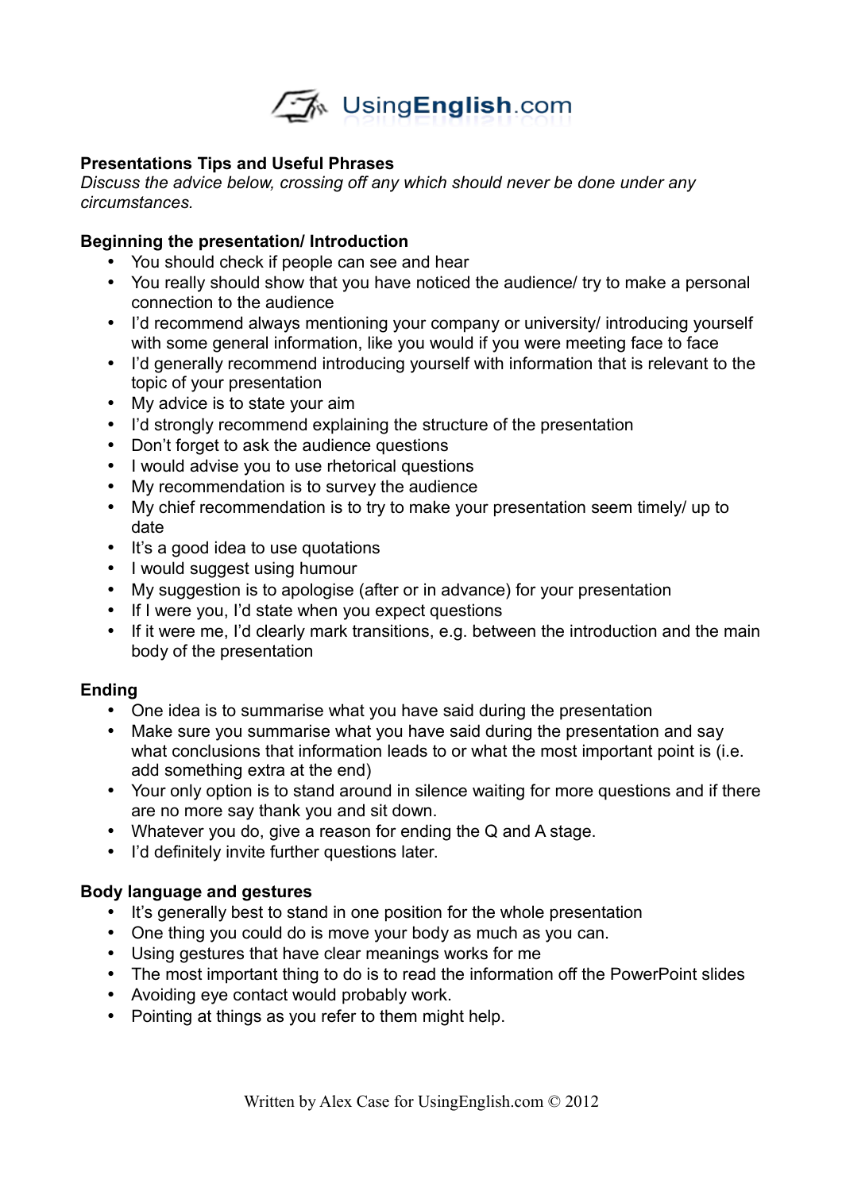**Presentations Tips and Useful Phrases**

*Discuss the advice below, crossing off any which should never be done under any circumstances.*

**Beginning the presentation/ Introduction**

- You should check if people can see and hear
- You really should show that you have noticed the audience/ try to make a personal connection to the audience
- I'd recommend always mentioning your company or university/ introducing yourself with some general information, like you would if you were meeting face to face
- I'd generally recommend introducing yourself with information that is relevant to the topic of your presentation
- My advice is to state your aim
- I'd strongly recommend explaining the structure of the presentation
- Don't forget to ask the audience questions
- I would advise you to use rhetorical questions
- My recommendation is to survey the audience
- My chief recommendation is to try to make your presentation seem timely/ up to date
- It's a good idea to use quotations
- I would suggest using humour
- My suggestion is to apologise (after or in advance) for your presentation
- If I were you, I'd state when you expect questions
- If it were me, I'd clearly mark transitions, e.g. between the introduction and the main body of the presentation

**Ending**

- One idea is to summarise what you have said during the presentation
- Make sure you summarise what you have said during the presentation and say what conclusions that information leads to or what the most important point is (i.e. add something extra at the end)
- Your only option is to stand around in silence waiting for more questions and if there are no more say thank you and sit down.
- Whatever you do, give a reason for ending the Q and A stage.
- I'd definitely invite further questions later.

**Body language and gestures**

- It's generally best to stand in one position for the whole presentation
- One thing you could do is move your body as much as you can.
- Using gestures that have clear meanings works for me
- The most important thing to do is to read the information off the PowerPoint slides
- Avoiding eye contact would probably work.
- Pointing at things as you refer to them might help.

Written by Alex Case for UsingEnglish.com © 2012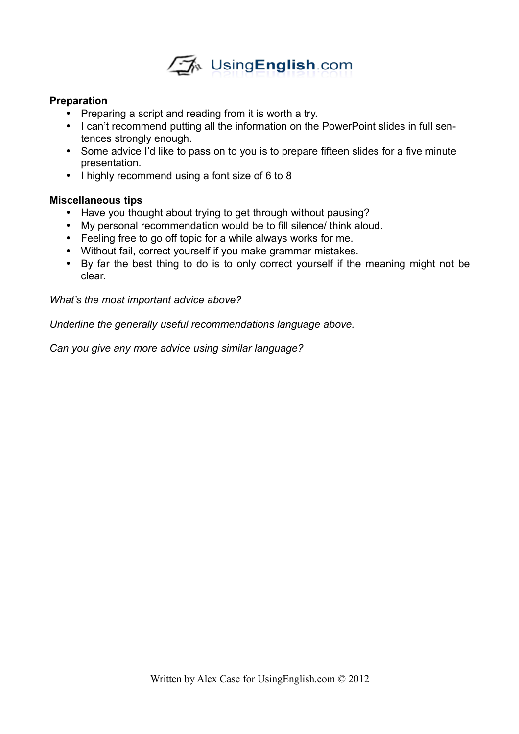**Preparation**

- Preparing a script and reading from it is worth a try.
- I can't recommend putting all the information on the PowerPoint slides in full sentences strongly enough.
- Some advice I'd like to pass on to you is to prepare fifteen slides for a five minute presentation.
- I highly recommend using a font size of 6 to 8

**Miscellaneous tips**

- Have you thought about trying to get through without pausing?
- My personal recommendation would be to fill silence/ think aloud.
- Feeling free to go off topic for a while always works for me.
- Without fail, correct yourself if you make grammar mistakes.
- By far the best thing to do is to only correct yourself if the meaning might not be clear.

*What's the most important advice above?*

*Underline the generally useful recommendations language above.*

*Can you give any more advice using similar language?*

Written by Alex Case for UsingEnglish.com © 2012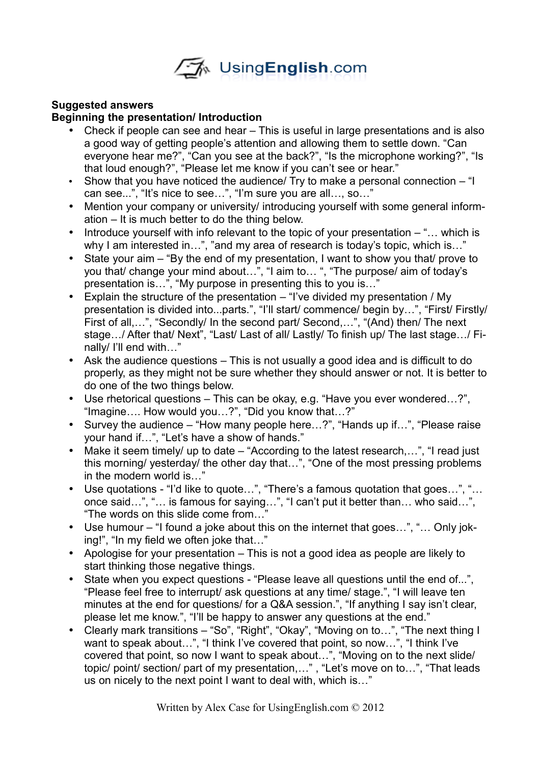**Suggested answers**

**Beginning the presentation/ Introduction**

- Check if people can see and hear – This is useful in large presentations and is also a good way of getting people's attention and allowing them to settle down. "Can everyone hear me?", "Can you see at the back?", "Is the microphone working?", "Is that loud enough?", "Please let me know if you can't see or hear."
- Show that you have noticed the audience/ Try to make a personal connection – "I can see...", "It's nice to see…", "I'm sure you are all…, so…"
- Mention your company or university/ introducing yourself with some general information – It is much better to do the thing below.
- Introduce yourself with info relevant to the topic of your presentation – "… which is why I am interested in…", "and my area of research is today's topic, which is…"
- State your aim – "By the end of my presentation, I want to show you that/ prove to you that/ change your mind about…", "I aim to… ", "The purpose/ aim of today's presentation is…", "My purpose in presenting this to you is…"
- Explain the structure of the presentation – "I've divided my presentation / My presentation is divided into...parts.", "I'll start/ commence/ begin by…", "First/ Firstly/ First of all,…", "Secondly/ In the second part/ Second,…", "(And) then/ The next stage…/ After that/ Next", "Last/ Last of all/ Lastly/ To finish up/ The last stage…/ Finally/ I'll end with…"
- Ask the audience questions – This is not usually a good idea and is difficult to do properly, as they might not be sure whether they should answer or not. It is better to do one of the two things below.
- Use rhetorical questions – This can be okay, e.g. "Have you ever wondered…?", "Imagine…. How would you…?", "Did you know that…?"
- Survey the audience – "How many people here…?", "Hands up if…", "Please raise your hand if…", "Let's have a show of hands."
- Make it seem timely/ up to date – "According to the latest research,…", "I read just this morning/ yesterday/ the other day that…", "One of the most pressing problems in the modern world is…"
- Use quotations - "I'd like to quote…", "There's a famous quotation that goes…", "… once said…", "… is famous for saying…", "I can't put it better than… who said…", "The words on this slide come from…"
- Use humour – "I found a joke about this on the internet that goes…", "… Only joking!", "In my field we often joke that…"
- Apologise for your presentation – This is not a good idea as people are likely to start thinking those negative things.
- State when you expect questions - "Please leave all questions until the end of...", "Please feel free to interrupt/ ask questions at any time/ stage.", "I will leave ten minutes at the end for questions/ for a Q&A session.", "If anything I say isn't clear, please let me know.", "I'll be happy to answer any questions at the end."
- Clearly mark transitions – "So", "Right", "Okay", "Moving on to…", "The next thing I want to speak about…", "I think I've covered that point, so now…", "I think I've covered that point, so now I want to speak about…", "Moving on to the next slide/ topic/ point/ section/ part of my presentation,…" , "Let's move on to…", "That leads us on nicely to the next point I want to deal with, which is…"

Written by Alex Case for UsingEnglish.com © 2012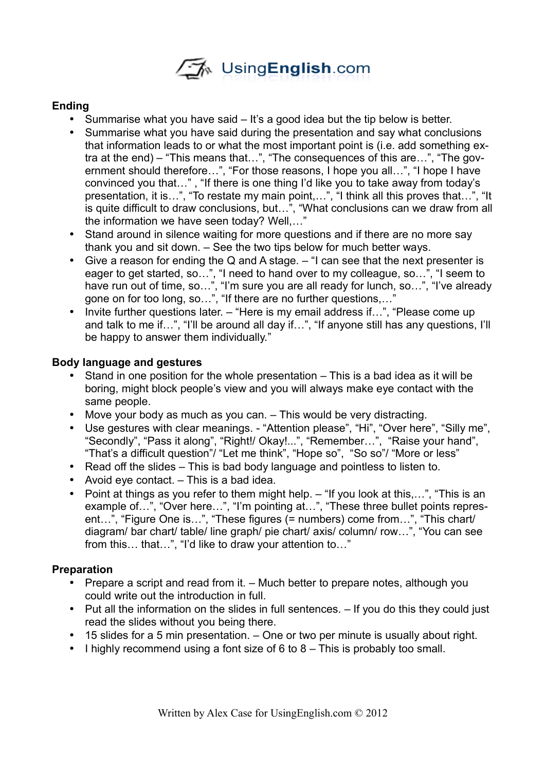**Ending**

- Summarise what you have said – It's a good idea but the tip below is better.
- Summarise what you have said during the presentation and say what conclusions that information leads to or what the most important point is (i.e. add something extra at the end) – "This means that…", "The consequences of this are…", "The government should therefore…", "For those reasons, I hope you all…", "I hope I have convinced you that…" , "If there is one thing I'd like you to take away from today's presentation, it is…", "To restate my main point,…", "I think all this proves that…", "It is quite difficult to draw conclusions, but…", "What conclusions can we draw from all the information we have seen today? Well,…"
- Stand around in silence waiting for more questions and if there are no more say thank you and sit down. – See the two tips below for much better ways.
- Give a reason for ending the Q and A stage. – "I can see that the next presenter is eager to get started, so…", "I need to hand over to my colleague, so…", "I seem to have run out of time, so…", "I'm sure you are all ready for lunch, so…", "I've already gone on for too long, so…", "If there are no further questions,…"
- Invite further questions later. – "Here is my email address if…", "Please come up and talk to me if…", "I'll be around all day if…", "If anyone still has any questions, I'll be happy to answer them individually."

**Body language and gestures**

- Stand in one position for the whole presentation – This is a bad idea as it will be boring, might block people's view and you will always make eye contact with the same people.
- Move your body as much as you can. – This would be very distracting.
- Use gestures with clear meanings. - "Attention please", "Hi", "Over here", "Silly me", "Secondly", "Pass it along", "Right!/ Okay!...", "Remember…", "Raise your hand", "That's a difficult question"/ "Let me think", "Hope so", "So so"/ "More or less"
- Read off the slides – This is bad body language and pointless to listen to.
- Avoid eye contact. – This is a bad idea.
- Point at things as you refer to them might help. – "If you look at this,…", "This is an example of…", "Over here…", "I'm pointing at…", "These three bullet points represent…", "Figure One is…", "These figures (= numbers) come from…", "This chart/ diagram/ bar chart/ table/ line graph/ pie chart/ axis/ column/ row…", "You can see from this… that…", "I'd like to draw your attention to…"

**Preparation**

- Prepare a script and read from it. – Much better to prepare notes, although you could write out the introduction in full.
- Put all the information on the slides in full sentences. – If you do this they could just read the slides without you being there.
- 15 slides for a 5 min presentation. – One or two per minute is usually about right.
- I highly recommend using a font size of 6 to 8 – This is probably too small.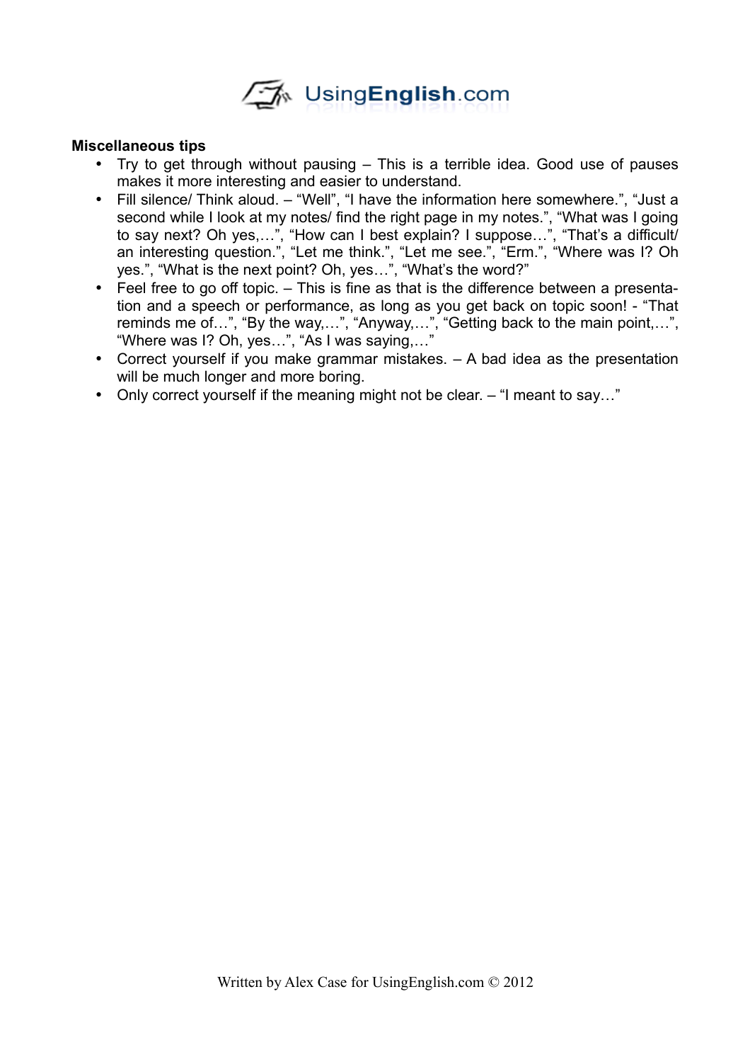**Miscellaneous tips**

- Try to get through without pausing – This is a terrible idea. Good use of pauses makes it more interesting and easier to understand.
- Fill silence/ Think aloud. – "Well", "I have the information here somewhere.", "Just a second while I look at my notes/ find the right page in my notes.", "What was I going to say next? Oh yes,…", "How can I best explain? I suppose…", "That's a difficult/ an interesting question.", "Let me think.", "Let me see.", "Erm.", "Where was I? Oh yes.", "What is the next point? Oh, yes…", "What's the word?"
- Feel free to go off topic. – This is fine as that is the difference between a presentation and a speech or performance, as long as you get back on topic soon! - "That reminds me of…", "By the way,…", "Anyway,…", "Getting back to the main point,…", "Where was I? Oh, yes…", "As I was saying,…"
- Correct yourself if you make grammar mistakes. – A bad idea as the presentation will be much longer and more boring.
- Only correct yourself if the meaning might not be clear. – "I meant to say…"